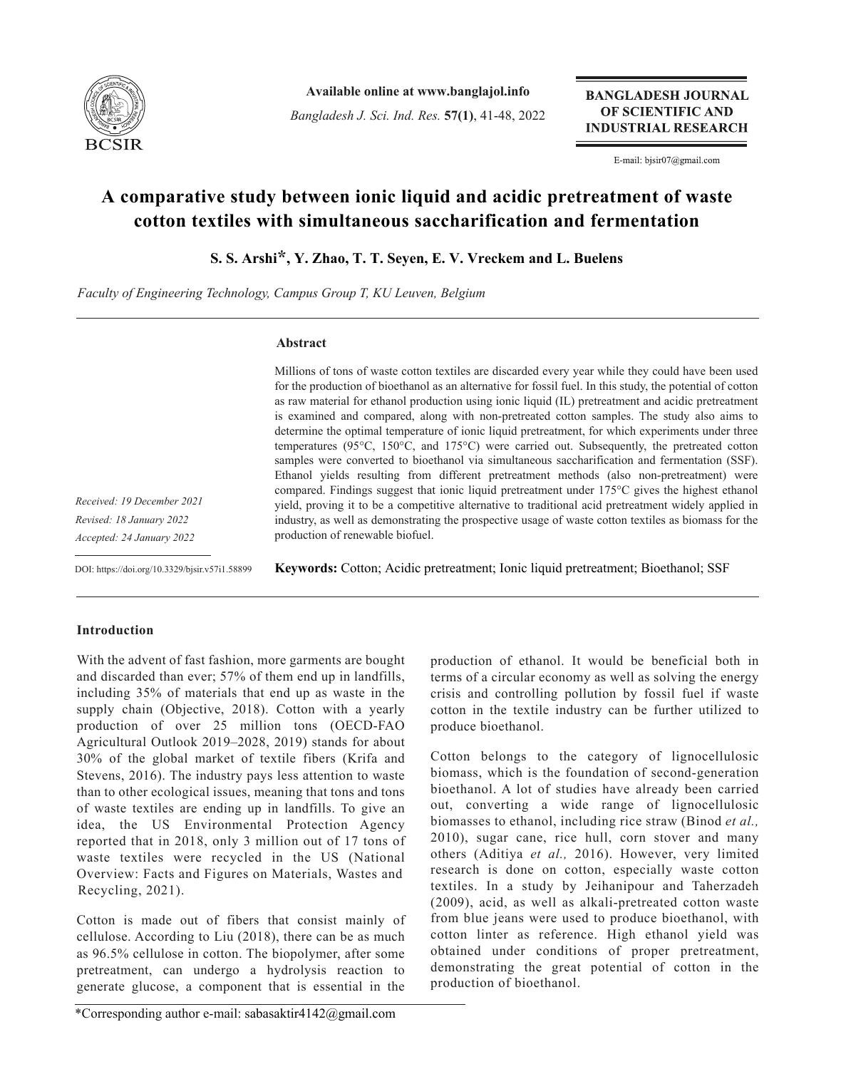# A comparative study between ionic liquid and acidic pretreatment of waste cotton textiles with simultaneous saccharification and fermentation

**S. S. Arshi*, Y. Zhao, T. T. Seyen, E. V. Vreckem and L. Buelens**

*Faculty of Engineering Technology, Campus Group T, KU Leuven, Belgium*

## Abstract

Millions of tons of waste cotton textiles are discarded every year while they could have been used for the production of bioethanol as an alternative for fossil fuel. In this study, the potential of cotton as raw material for ethanol production using ionic liquid (IL) pretreatment and acidic pretreatment is examined and compared, along with non-pretreated cotton samples. The study also aims to determine the optimal temperature of ionic liquid pretreatment, for which experiments under three temperatures (95°C, 150°C, and 175°C) were carried out. Subsequently, the pretreated cotton samples were converted to bioethanol via simultaneous saccharification and fermentation (SSF). Ethanol yields resulting from different pretreatment methods (also non-pretreatment) were compared. Findings suggest that ionic liquid pretreatment under 175°C gives the highest ethanol yield, proving it to be a competitive alternative to traditional acid pretreatment widely applied in industry, as well as demonstrating the prospective usage of waste cotton textiles as biomass for the production of renewable biofuel.

*Received: 19 December 2021*
*Revised: 18 January 2022*
*Accepted: 24 January 2022*

DOI: https://doi.org/10.3329/bjsir.v57i1.58899

**Keywords:** Cotton; Acidic pretreatment; Ionic liquid pretreatment; Bioethanol; SSF

## Introduction

With the advent of fast fashion, more garments are bought and discarded than ever; 57% of them end up in landfills, including 35% of materials that end up as waste in the supply chain (Objective, 2018). Cotton with a yearly production of over 25 million tons (OECD-FAO Agricultural Outlook 2019–2028, 2019) stands for about 30% of the global market of textile fibers (Krifa and Stevens, 2016). The industry pays less attention to waste than to other ecological issues, meaning that tons and tons of waste textiles are ending up in landfills. To give an idea, the US Environmental Protection Agency reported that in 2018, only 3 million out of 17 tons of waste textiles were recycled in the US (National Overview: Facts and Figures on Materials, Wastes and Recycling, 2021).

Cotton is made out of fibers that consist mainly of cellulose. According to Liu (2018), there can be as much as 96.5% cellulose in cotton. The biopolymer, after some pretreatment, can undergo a hydrolysis reaction to generate glucose, a component that is essential in the production of ethanol. It would be beneficial both in terms of a circular economy as well as solving the energy crisis and controlling pollution by fossil fuel if waste cotton in the textile industry can be further utilized to produce bioethanol.

Cotton belongs to the category of lignocellulosic biomass, which is the foundation of second-generation bioethanol. A lot of studies have already been carried out, converting a wide range of lignocellulosic biomasses to ethanol, including rice straw (Binod *et al.,* 2010), sugar cane, rice hull, corn stover and many others (Aditiya *et al.,* 2016). However, very limited research is done on cotton, especially waste cotton textiles. In a study by Jeihanipour and Taherzadeh (2009), acid, as well as alkali-pretreated cotton waste from blue jeans were used to produce bioethanol, with cotton linter as reference. High ethanol yield was obtained under conditions of proper pretreatment, demonstrating the great potential of cotton in the production of bioethanol.

*Corresponding author e-mail: sabasaktir4142@gmail.com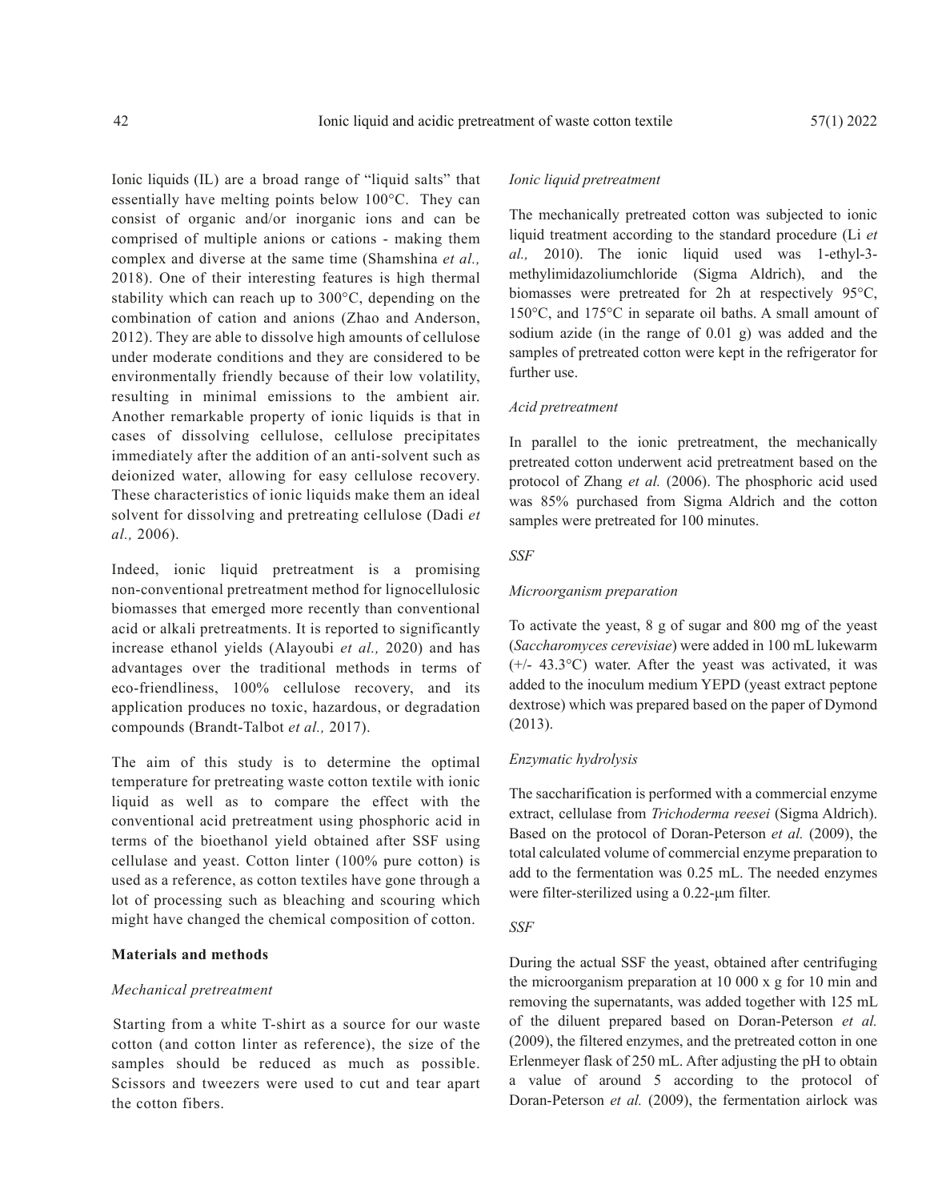Ionic liquids (IL) are a broad range of "liquid salts" that essentially have melting points below 100°C. They can consist of organic and/or inorganic ions and can be comprised of multiple anions or cations - making them complex and diverse at the same time (Shamshina *et al.,* 2018). One of their interesting features is high thermal stability which can reach up to 300°C, depending on the combination of cation and anions (Zhao and Anderson, 2012). They are able to dissolve high amounts of cellulose under moderate conditions and they are considered to be environmentally friendly because of their low volatility, resulting in minimal emissions to the ambient air. Another remarkable property of ionic liquids is that in cases of dissolving cellulose, cellulose precipitates immediately after the addition of an anti-solvent such as deionized water, allowing for easy cellulose recovery. These characteristics of ionic liquids make them an ideal solvent for dissolving and pretreating cellulose (Dadi *et al.,* 2006).

Indeed, ionic liquid pretreatment is a promising non-conventional pretreatment method for lignocellulosic biomasses that emerged more recently than conventional acid or alkali pretreatments. It is reported to significantly increase ethanol yields (Alayoubi *et al.,* 2020) and has advantages over the traditional methods in terms of eco-friendliness, 100% cellulose recovery, and its application produces no toxic, hazardous, or degradation compounds (Brandt-Talbot *et al.,* 2017).

The aim of this study is to determine the optimal temperature for pretreating waste cotton textile with ionic liquid as well as to compare the effect with the conventional acid pretreatment using phosphoric acid in terms of the bioethanol yield obtained after SSF using cellulase and yeast. Cotton linter (100% pure cotton) is used as a reference, as cotton textiles have gone through a lot of processing such as bleaching and scouring which might have changed the chemical composition of cotton.

## Materials and methods

### *Mechanical pretreatment*

Starting from a white T-shirt as a source for our waste cotton (and cotton linter as reference), the size of the samples should be reduced as much as possible. Scissors and tweezers were used to cut and tear apart the cotton fibers.

### *Ionic liquid pretreatment*

The mechanically pretreated cotton was subjected to ionic liquid treatment according to the standard procedure (Li *et al.,* 2010). The ionic liquid used was 1-ethyl-3-methylimidazoliumchloride (Sigma Aldrich), and the biomasses were pretreated for 2h at respectively 95°C, 150°C, and 175°C in separate oil baths. A small amount of sodium azide (in the range of 0.01 g) was added and the samples of pretreated cotton were kept in the refrigerator for further use.

### *Acid pretreatment*

In parallel to the ionic pretreatment, the mechanically pretreated cotton underwent acid pretreatment based on the protocol of Zhang *et al.* (2006). The phosphoric acid used was 85% purchased from Sigma Aldrich and the cotton samples were pretreated for 100 minutes.

### *SSF*

#### *Microorganism preparation*

To activate the yeast, 8 g of sugar and 800 mg of the yeast (*Saccharomyces cerevisiae*) were added in 100 mL lukewarm (+/- 43.3°C) water. After the yeast was activated, it was added to the inoculum medium YEPD (yeast extract peptone dextrose) which was prepared based on the paper of Dymond (2013).

#### *Enzymatic hydrolysis*

The saccharification is performed with a commercial enzyme extract, cellulase from *Trichoderma reesei* (Sigma Aldrich). Based on the protocol of Doran-Peterson *et al.* (2009), the total calculated volume of commercial enzyme preparation to add to the fermentation was 0.25 mL. The needed enzymes were filter-sterilized using a 0.22-μm filter.

#### *SSF*

During the actual SSF the yeast, obtained after centrifuging the microorganism preparation at 10 000 x g for 10 min and removing the supernatants, was added together with 125 mL of the diluent prepared based on Doran-Peterson *et al.* (2009), the filtered enzymes, and the pretreated cotton in one Erlenmeyer flask of 250 mL. After adjusting the pH to obtain a value of around 5 according to the protocol of Doran-Peterson *et al.* (2009), the fermentation airlock was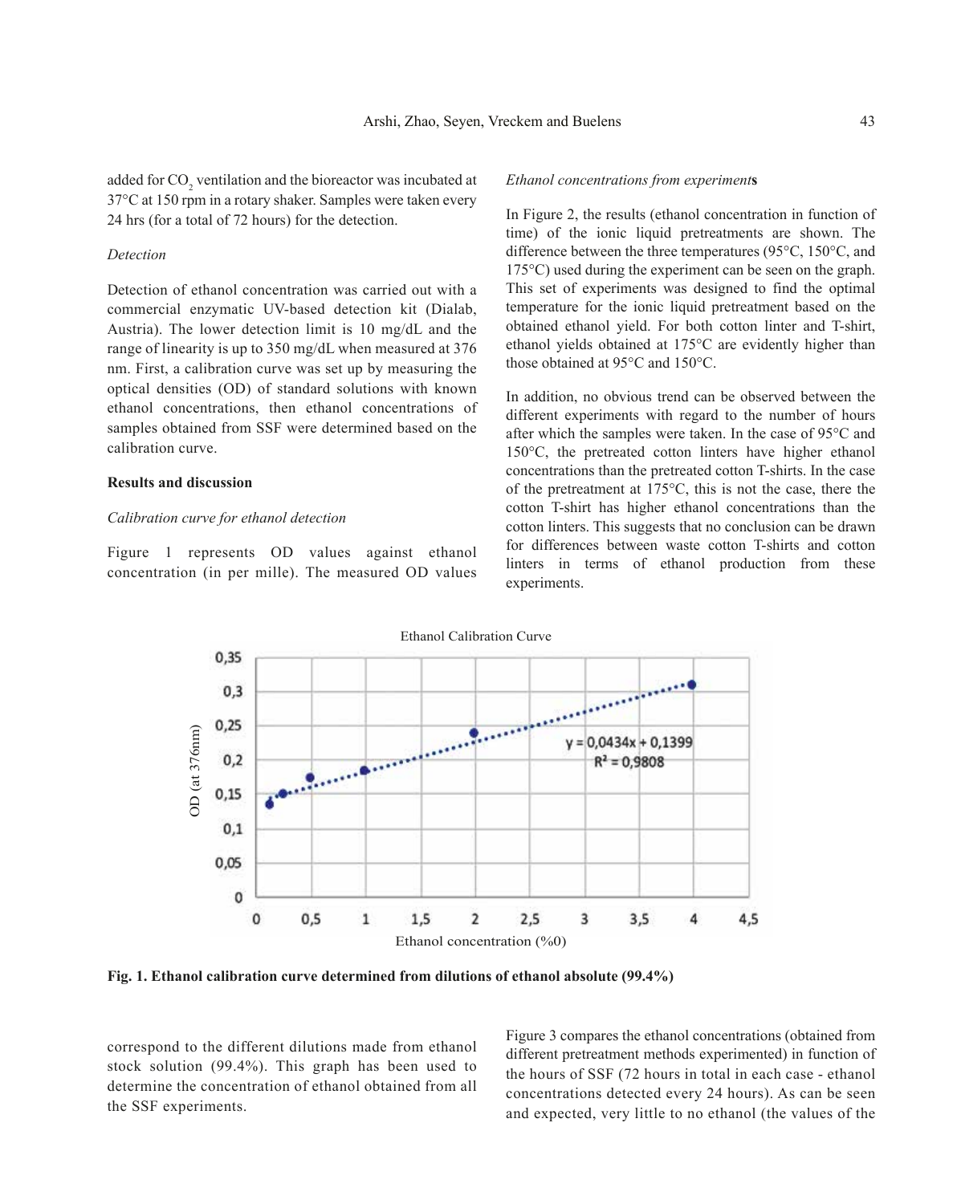added for $CO_2$ ventilation and the bioreactor was incubated at 37°C at 150 rpm in a rotary shaker. Samples were taken every 24 hrs (for a total of 72 hours) for the detection.

*Detection*

Detection of ethanol concentration was carried out with a commercial enzymatic UV-based detection kit (Dialab, Austria). The lower detection limit is 10 mg/dL and the range of linearity is up to 350 mg/dL when measured at 376 nm. First, a calibration curve was set up by measuring the optical densities (OD) of standard solutions with known ethanol concentrations, then ethanol concentrations of samples obtained from SSF were determined based on the calibration curve.

**Results and discussion**

*Calibration curve for ethanol detection*

Figure 1 represents OD values against ethanol concentration (in per mille). The measured OD values correspond to the different dilutions made from ethanol stock solution (99.4%). This graph has been used to determine the concentration of ethanol obtained from all the SSF experiments.

**Fig. 1. Ethanol calibration curve determined from dilutions of ethanol absolute (99.4%)**

*Ethanol concentrations from experiment***s**

In Figure 2, the results (ethanol concentration in function of time) of the ionic liquid pretreatments are shown. The difference between the three temperatures (95°C, 150°C, and 175°C) used during the experiment can be seen on the graph. This set of experiments was designed to find the optimal temperature for the ionic liquid pretreatment based on the obtained ethanol yield. For both cotton linter and T-shirt, ethanol yields obtained at 175°C are evidently higher than those obtained at 95°C and 150°C.

In addition, no obvious trend can be observed between the different experiments with regard to the number of hours after which the samples were taken. In the case of 95°C and 150°C, the pretreated cotton linters have higher ethanol concentrations than the pretreated cotton T-shirts. In the case of the pretreatment at 175°C, this is not the case, there the cotton T-shirt has higher ethanol concentrations than the cotton linters. This suggests that no conclusion can be drawn for differences between waste cotton T-shirts and cotton linters in terms of ethanol production from these experiments.

Figure 3 compares the ethanol concentrations (obtained from different pretreatment methods experimented) in function of the hours of SSF (72 hours in total in each case - ethanol concentrations detected every 24 hours). As can be seen and expected, very little to no ethanol (the values of the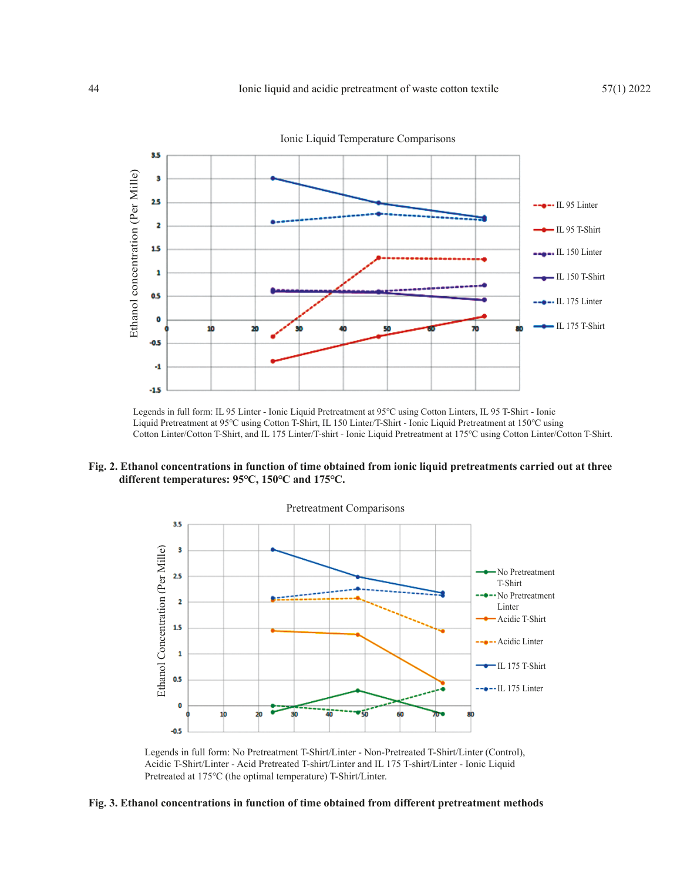Legends in full form: IL 95 Linter - Ionic Liquid Pretreatment at 95°C using Cotton Linters, IL 95 T-Shirt - Ionic Liquid Pretreatment at 95°C using Cotton T-Shirt, IL 150 Linter/T-Shirt - Ionic Liquid Pretreatment at 150°C using Cotton Linter/Cotton T-Shirt, and IL 175 Linter/T-shirt - Ionic Liquid Pretreatment at 175°C using Cotton Linter/Cotton T-Shirt.

**Fig. 2. Ethanol concentrations in function of time obtained from ionic liquid pretreatments carried out at three different temperatures: 95°C, 150°C and 175°C.**

Legends in full form: No Pretreatment T-Shirt/Linter - Non-Pretreated T-Shirt/Linter (Control), Acidic T-Shirt/Linter - Acid Pretreated T-shirt/Linter and IL 175 T-shirt/Linter - Ionic Liquid Pretreated at 175°C (the optimal temperature) T-Shirt/Linter.

**Fig. 3. Ethanol concentrations in function of time obtained from different pretreatment methods**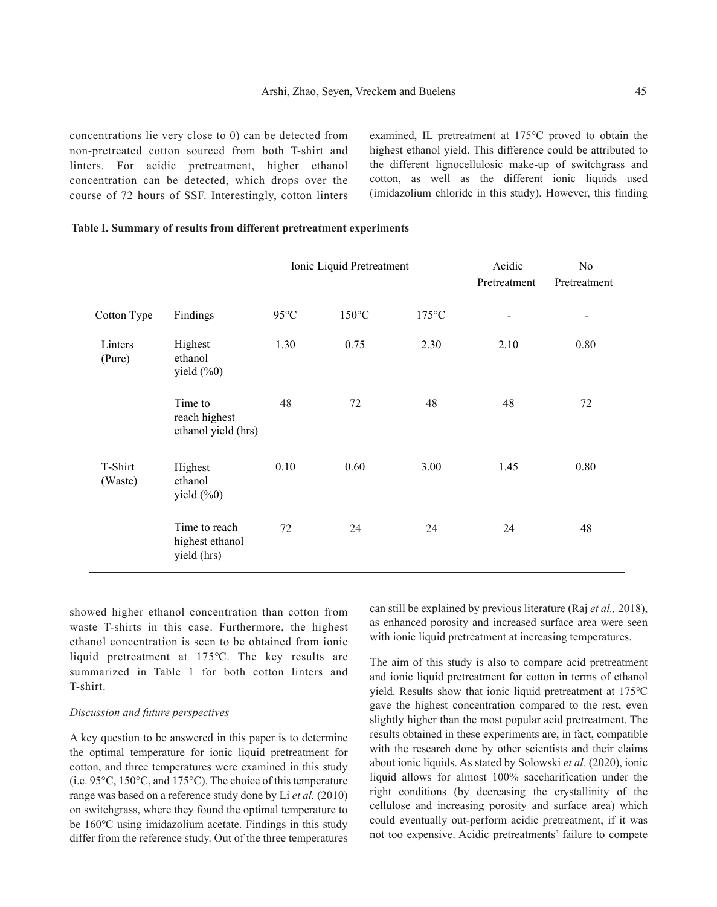concentrations lie very close to 0) can be detected from non-pretreated cotton sourced from both T-shirt and linters. For acidic pretreatment, higher ethanol concentration can be detected, which drops over the course of 72 hours of SSF. Interestingly, cotton linters showed higher ethanol concentration than cotton from waste T-shirts in this case. Furthermore, the highest ethanol concentration is seen to be obtained from ionic liquid pretreatment at 175℃. The key results are summarized in Table 1 for both cotton linters and T-shirt.

**Table I. Summary of results from different pretreatment experiments**

| | | Ionic Liquid Pretreatment | | | Acidic Pretreatment | No Pretreatment |
|---|---|---|---|---|---|---|
| Cotton Type | Findings | 95°C | 150°C | 175°C | - | - |
| Linters (Pure) | Highest ethanol yield (%0) | 1.30 | 0.75 | 2.30 | 2.10 | 0.80 |
| | Time to reach highest ethanol yield (hrs) | 48 | 72 | 48 | 48 | 72 |
| T-Shirt (Waste) | Highest ethanol yield (%0) | 0.10 | 0.60 | 3.00 | 1.45 | 0.80 |
| | Time to reach highest ethanol yield (hrs) | 72 | 24 | 24 | 24 | 48 |

*Discussion and future perspectives*

A key question to be answered in this paper is to determine the optimal temperature for ionic liquid pretreatment for cotton, and three temperatures were examined in this study (i.e. 95°C, 150°C, and 175°C). The choice of this temperature range was based on a reference study done by Li *et al.* (2010) on switchgrass, where they found the optimal temperature to be 160℃ using imidazolium acetate. Findings in this study differ from the reference study. Out of the three temperatures examined, IL pretreatment at 175°C proved to obtain the highest ethanol yield. This difference could be attributed to the different lignocellulosic make-up of switchgrass and cotton, as well as the different ionic liquids used (imidazolium chloride in this study). However, this finding can still be explained by previous literature (Raj *et al.,* 2018), as enhanced porosity and increased surface area were seen with ionic liquid pretreatment at increasing temperatures.

The aim of this study is also to compare acid pretreatment and ionic liquid pretreatment for cotton in terms of ethanol yield. Results show that ionic liquid pretreatment at 175°C gave the highest concentration compared to the rest, even slightly higher than the most popular acid pretreatment. The results obtained in these experiments are, in fact, compatible with the research done by other scientists and their claims about ionic liquids. As stated by Solowski *et al.* (2020), ionic liquid allows for almost 100% saccharification under the right conditions (by decreasing the crystallinity of the cellulose and increasing porosity and surface area) which could eventually out-perform acidic pretreatment, if it was not too expensive. Acidic pretreatments' failure to compete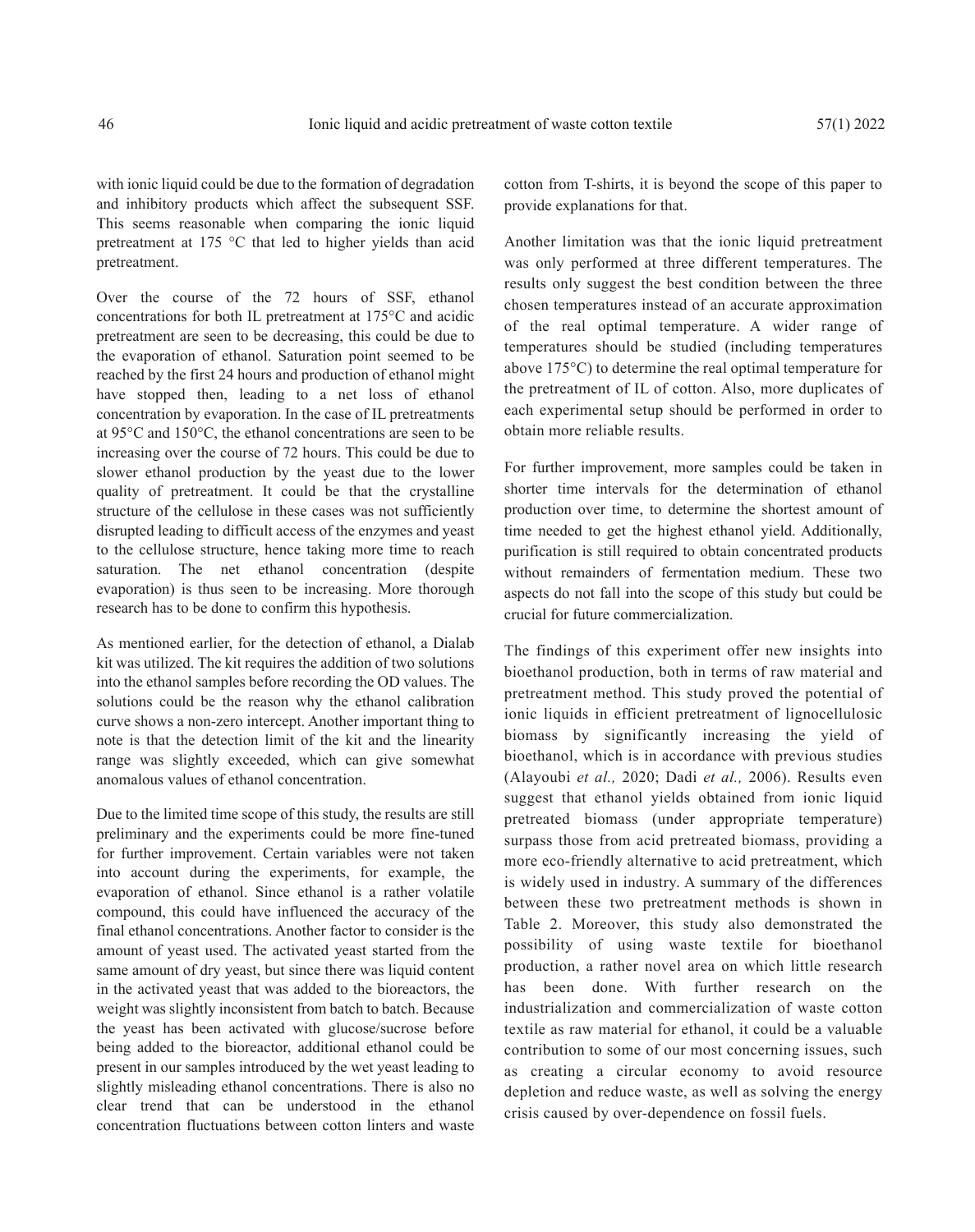with ionic liquid could be due to the formation of degradation and inhibitory products which affect the subsequent SSF. This seems reasonable when comparing the ionic liquid pretreatment at 175 °C that led to higher yields than acid pretreatment.

Over the course of the 72 hours of SSF, ethanol concentrations for both IL pretreatment at 175°C and acidic pretreatment are seen to be decreasing, this could be due to the evaporation of ethanol. Saturation point seemed to be reached by the first 24 hours and production of ethanol might have stopped then, leading to a net loss of ethanol concentration by evaporation. In the case of IL pretreatments at 95°C and 150°C, the ethanol concentrations are seen to be increasing over the course of 72 hours. This could be due to slower ethanol production by the yeast due to the lower quality of pretreatment. It could be that the crystalline structure of the cellulose in these cases was not sufficiently disrupted leading to difficult access of the enzymes and yeast to the cellulose structure, hence taking more time to reach saturation. The net ethanol concentration (despite evaporation) is thus seen to be increasing. More thorough research has to be done to confirm this hypothesis.

As mentioned earlier, for the detection of ethanol, a Dialab kit was utilized. The kit requires the addition of two solutions into the ethanol samples before recording the OD values. The solutions could be the reason why the ethanol calibration curve shows a non-zero intercept. Another important thing to note is that the detection limit of the kit and the linearity range was slightly exceeded, which can give somewhat anomalous values of ethanol concentration.

Due to the limited time scope of this study, the results are still preliminary and the experiments could be more fine-tuned for further improvement. Certain variables were not taken into account during the experiments, for example, the evaporation of ethanol. Since ethanol is a rather volatile compound, this could have influenced the accuracy of the final ethanol concentrations. Another factor to consider is the amount of yeast used. The activated yeast started from the same amount of dry yeast, but since there was liquid content in the activated yeast that was added to the bioreactors, the weight was slightly inconsistent from batch to batch. Because the yeast has been activated with glucose/sucrose before being added to the bioreactor, additional ethanol could be present in our samples introduced by the wet yeast leading to slightly misleading ethanol concentrations. There is also no clear trend that can be understood in the ethanol concentration fluctuations between cotton linters and waste cotton from T-shirts, it is beyond the scope of this paper to provide explanations for that.

Another limitation was that the ionic liquid pretreatment was only performed at three different temperatures. The results only suggest the best condition between the three chosen temperatures instead of an accurate approximation of the real optimal temperature. A wider range of temperatures should be studied (including temperatures above 175°C) to determine the real optimal temperature for the pretreatment of IL of cotton. Also, more duplicates of each experimental setup should be performed in order to obtain more reliable results.

For further improvement, more samples could be taken in shorter time intervals for the determination of ethanol production over time, to determine the shortest amount of time needed to get the highest ethanol yield. Additionally, purification is still required to obtain concentrated products without remainders of fermentation medium. These two aspects do not fall into the scope of this study but could be crucial for future commercialization.

The findings of this experiment offer new insights into bioethanol production, both in terms of raw material and pretreatment method. This study proved the potential of ionic liquids in efficient pretreatment of lignocellulosic biomass by significantly increasing the yield of bioethanol, which is in accordance with previous studies (Alayoubi *et al.,* 2020; Dadi *et al.,* 2006). Results even suggest that ethanol yields obtained from ionic liquid pretreated biomass (under appropriate temperature) surpass those from acid pretreated biomass, providing a more eco-friendly alternative to acid pretreatment, which is widely used in industry. A summary of the differences between these two pretreatment methods is shown in Table 2. Moreover, this study also demonstrated the possibility of using waste textile for bioethanol production, a rather novel area on which little research has been done. With further research on the industrialization and commercialization of waste cotton textile as raw material for ethanol, it could be a valuable contribution to some of our most concerning issues, such as creating a circular economy to avoid resource depletion and reduce waste, as well as solving the energy crisis caused by over-dependence on fossil fuels.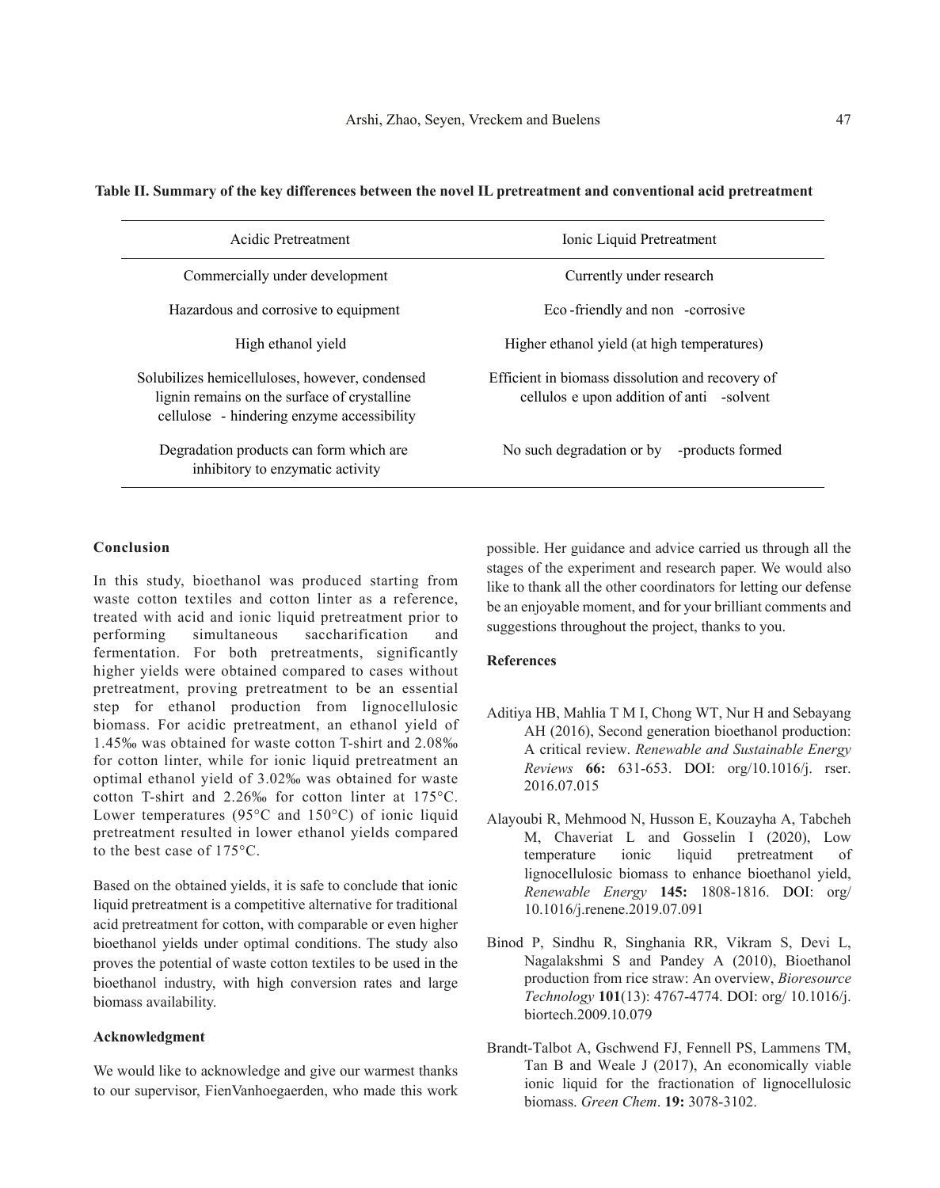**Table II. Summary of the key differences between the novel IL pretreatment and conventional acid pretreatment**

| Acidic Pretreatment | Ionic Liquid Pretreatment |
| --- | --- |
| Commercially under development | Currently under research |
| Hazardous and corrosive to equipment | Eco-friendly and non-corrosive |
| High ethanol yield | Higher ethanol yield (at high temperatures) |
| Solubilizes hemicelluloses, however, condensed lignin remains on the surface of crystalline cellulose - hindering enzyme accessibility | Efficient in biomass dissolution and recovery of cellulose upon addition of anti-solvent |
| Degradation products can form which are inhibitory to enzymatic activity | No such degradation or by-products formed |

### Conclusion

In this study, bioethanol was produced starting from waste cotton textiles and cotton linter as a reference, treated with acid and ionic liquid pretreatment prior to performing simultaneous saccharification and fermentation. For both pretreatments, significantly higher yields were obtained compared to cases without pretreatment, proving pretreatment to be an essential step for ethanol production from lignocellulosic biomass. For acidic pretreatment, an ethanol yield of 1.45‰ was obtained for waste cotton T-shirt and 2.08‰ for cotton linter, while for ionic liquid pretreatment an optimal ethanol yield of 3.02‰ was obtained for waste cotton T-shirt and 2.26‰ for cotton linter at 175°C. Lower temperatures (95°C and 150°C) of ionic liquid pretreatment resulted in lower ethanol yields compared to the best case of 175°C.

Based on the obtained yields, it is safe to conclude that ionic liquid pretreatment is a competitive alternative for traditional acid pretreatment for cotton, with comparable or even higher bioethanol yields under optimal conditions. The study also proves the potential of waste cotton textiles to be used in the bioethanol industry, with high conversion rates and large biomass availability.

### Acknowledgment

We would like to acknowledge and give our warmest thanks to our supervisor, FienVanhoegaerden, who made this work possible. Her guidance and advice carried us through all the stages of the experiment and research paper. We would also like to thank all the other coordinators for letting our defense be an enjoyable moment, and for your brilliant comments and suggestions throughout the project, thanks to you.

### References

Aditiya HB, Mahlia T M I, Chong WT, Nur H and Sebayang AH (2016), Second generation bioethanol production: A critical review. *Renewable and Sustainable Energy Reviews* **66:** 631-653. DOI: org/10.1016/j. rser. 2016.07.015

Alayoubi R, Mehmood N, Husson E, Kouzayha A, Tabcheh M, Chaveriat L and Gosselin I (2020), Low temperature ionic liquid pretreatment of lignocellulosic biomass to enhance bioethanol yield, *Renewable Energy* **145:** 1808-1816. DOI: org/ 10.1016/j.renene.2019.07.091

Binod P, Sindhu R, Singhania RR, Vikram S, Devi L, Nagalakshmi S and Pandey A (2010), Bioethanol production from rice straw: An overview, *Bioresource Technology* **101**(13): 4767-4774. DOI: org/ 10.1016/j. biortech.2009.10.079

Brandt-Talbot A, Gschwend FJ, Fennell PS, Lammens TM, Tan B and Weale J (2017), An economically viable ionic liquid for the fractionation of lignocellulosic biomass. *Green Chem*. **19:** 3078-3102.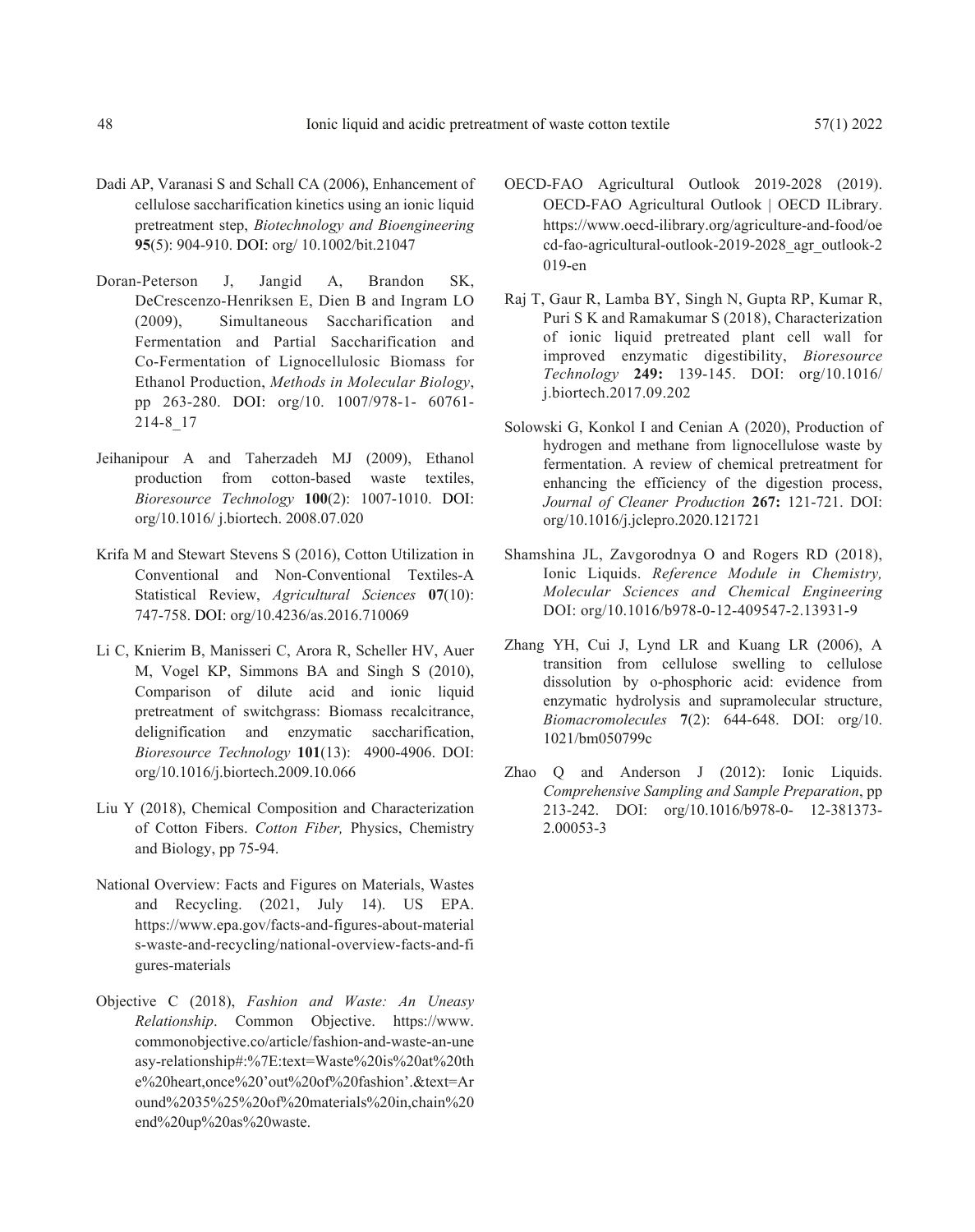Dadi AP, Varanasi S and Schall CA (2006), Enhancement of cellulose saccharification kinetics using an ionic liquid pretreatment step, *Biotechnology and Bioengineering* **95**(5): 904-910. DOI: org/ 10.1002/bit.21047

Doran-Peterson J, Jangid A, Brandon SK, DeCrescenzo-Henriksen E, Dien B and Ingram LO (2009), Simultaneous Saccharification and Fermentation and Partial Saccharification and Co-Fermentation of Lignocellulosic Biomass for Ethanol Production, *Methods in Molecular Biology*, pp 263-280. DOI: org/10. 1007/978-1- 60761-214-8_17

Jeihanipour A and Taherzadeh MJ (2009), Ethanol production from cotton-based waste textiles, *Bioresource Technology* **100**(2): 1007-1010. DOI: org/10.1016/ j.biortech. 2008.07.020

Krifa M and Stewart Stevens S (2016), Cotton Utilization in Conventional and Non-Conventional Textiles-A Statistical Review, *Agricultural Sciences* **07**(10): 747-758. DOI: org/10.4236/as.2016.710069

Li C, Knierim B, Manisseri C, Arora R, Scheller HV, Auer M, Vogel KP, Simmons BA and Singh S (2010), Comparison of dilute acid and ionic liquid pretreatment of switchgrass: Biomass recalcitrance, delignification and enzymatic saccharification, *Bioresource Technology* **101**(13): 4900-4906. DOI: org/10.1016/j.biortech.2009.10.066

Liu Y (2018), Chemical Composition and Characterization of Cotton Fibers. *Cotton Fiber,* Physics, Chemistry and Biology, pp 75-94.

National Overview: Facts and Figures on Materials, Wastes and Recycling. (2021, July 14). US EPA. https://www.epa.gov/facts-and-figures-about-materials-waste-and-recycling/national-overview-facts-and-figures-materials

Objective C (2018), *Fashion and Waste: An Uneasy Relationship*. Common Objective. https://www.commonobjective.co/article/fashion-and-waste-an-uneasy-relationship#:%7E:text=Waste%20is%20at%20the%20heart,once%20'out%20of%20fashion'.&text=Around%2035%25%20of%20materials%20in,chain%20end%20up%20as%20waste.

OECD-FAO Agricultural Outlook 2019-2028 (2019). OECD-FAO Agricultural Outlook | OECD ILibrary. https://www.oecd-ilibrary.org/agriculture-and-food/oecd-fao-agricultural-outlook-2019-2028_agr_outlook-2019-en

Raj T, Gaur R, Lamba BY, Singh N, Gupta RP, Kumar R, Puri S K and Ramakumar S (2018), Characterization of ionic liquid pretreated plant cell wall for improved enzymatic digestibility, *Bioresource Technology* **249:** 139-145. DOI: org/10.1016/ j.biortech.2017.09.202

Solowski G, Konkol I and Cenian A (2020), Production of hydrogen and methane from lignocellulose waste by fermentation. A review of chemical pretreatment for enhancing the efficiency of the digestion process, *Journal of Cleaner Production* **267:** 121-721. DOI: org/10.1016/j.jclepro.2020.121721

Shamshina JL, Zavgorodnya O and Rogers RD (2018), Ionic Liquids. *Reference Module in Chemistry, Molecular Sciences and Chemical Engineering* DOI: org/10.1016/b978-0-12-409547-2.13931-9

Zhang YH, Cui J, Lynd LR and Kuang LR (2006), A transition from cellulose swelling to cellulose dissolution by o-phosphoric acid: evidence from enzymatic hydrolysis and supramolecular structure, *Biomacromolecules* **7**(2): 644-648. DOI: org/10. 1021/bm050799c

Zhao Q and Anderson J (2012): Ionic Liquids. *Comprehensive Sampling and Sample Preparation*, pp 213-242. DOI: org/10.1016/b978-0- 12-381373-2.00053-3